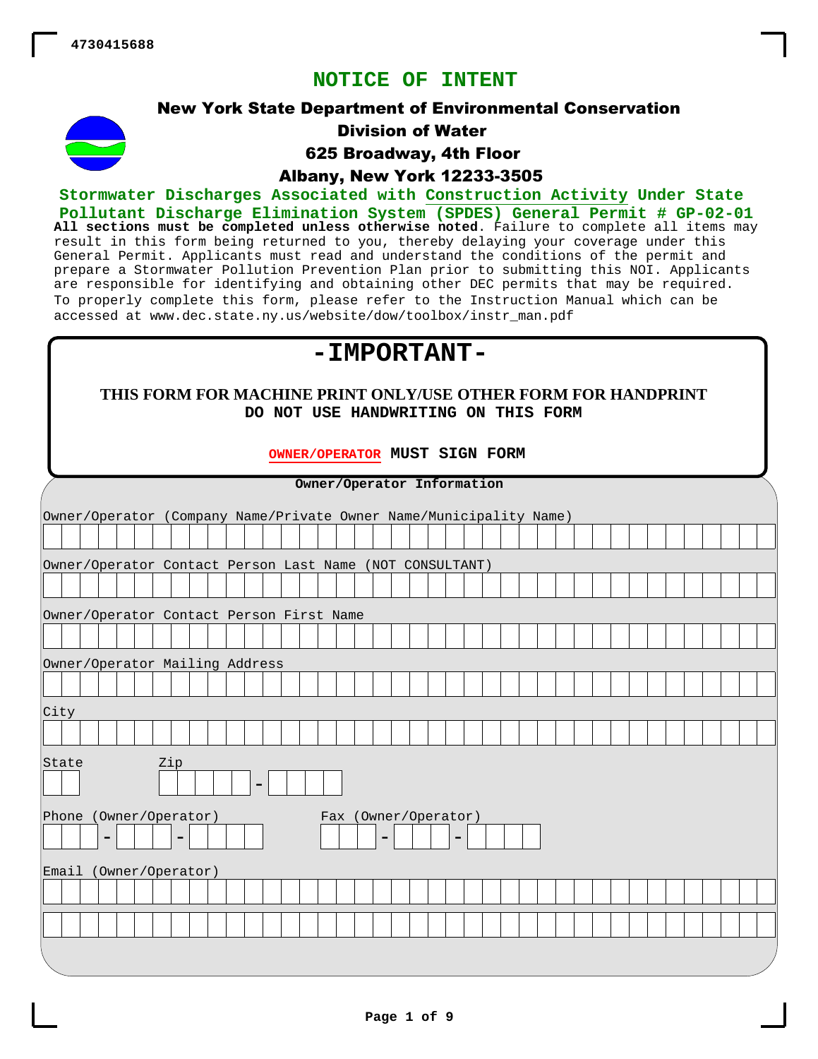4730415688

# NOTICE OF INTENT

## New York State Department of Environmental Conservation

### Division of Water

### 625 Broadway, 4th Floor

### Albany, New York 12233-3505

**Stormwater Discharges Associated with Construction Activity Under State Pollutant Discharge Elimination System (SPDES) General Permit # GP-02-01**

**All sections must be completed unless otherwise noted**. Failure to complete all items may result in this form being returned to you, thereby delaying your coverage under this General Permit. Applicants must read and understand the conditions of the permit and prepare a Stormwater Pollution Prevention Plan prior to submitting this NOI. Applicants are responsible for identifying and obtaining other DEC permits that may be required.

To properly complete this form, please refer to the Instruction Manual which can be accessed at www.dec.state.ny.us/website/dow/toolbox/instr_man.pdf

## -IMPORTANT-

**THIS FORM FOR MACHINE PRINT ONLY/USE OTHER FORM FOR HANDPRINT**
**DO NOT USE HANDWRITING ON THIS FORM**

**OWNER/OPERATOR MUST SIGN FORM**

### Owner/Operator Information

Owner/Operator (Company Name/Private Owner Name/Municipality Name)

Owner/Operator Contact Person Last Name (NOT CONSULTANT)

Owner/Operator Contact Person First Name

Owner/Operator Mailing Address

City

State

Zip

Phone (Owner/Operator)

Fax (Owner/Operator)

Email (Owner/Operator)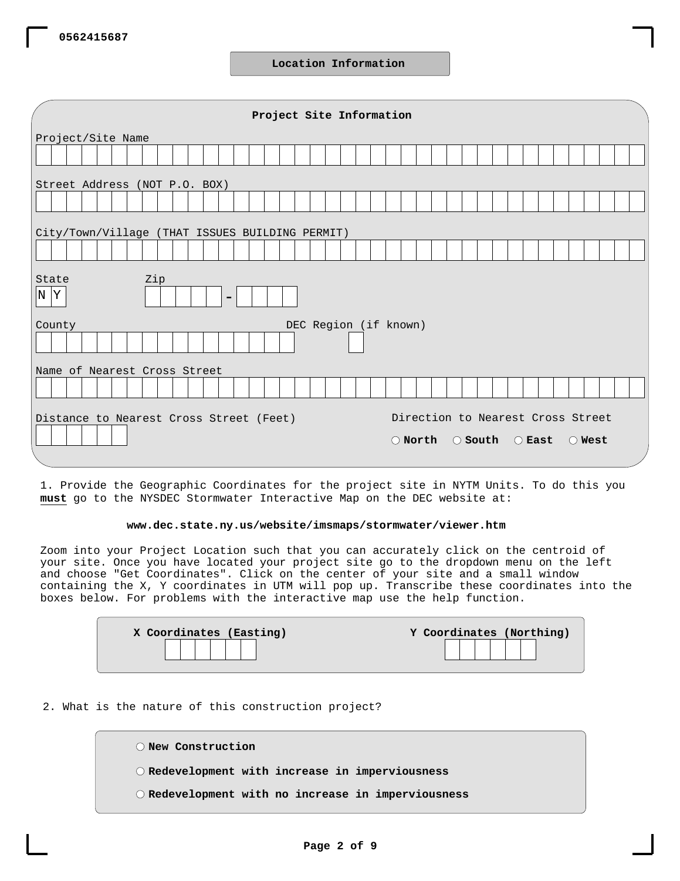0562415687

## Location Information

### Project Site Information

Project/Site Name

Street Address (NOT P.O. BOX)

City/Town/Village (THAT ISSUES BUILDING PERMIT)

State: NY

Zip: _____ - ____

County

DEC Region (if known)

Name of Nearest Cross Street

Distance to Nearest Cross Street (Feet)

Direction to Nearest Cross Street

○ **North** ○ **South** ○ **East** ○ **West**

1. Provide the Geographic Coordinates for the project site in NYTM Units. To do this you **must** go to the NYSDEC Stormwater Interactive Map on the DEC website at:

**www.dec.state.ny.us/website/imsmaps/stormwater/viewer.htm**

Zoom into your Project Location such that you can accurately click on the centroid of your site. Once you have located your project site go to the dropdown menu on the left and choose "Get Coordinates". Click on the center of your site and a small window containing the X, Y coordinates in UTM will pop up. Transcribe these coordinates into the boxes below. For problems with the interactive map use the help function.

**X Coordinates (Easting)**

**Y Coordinates (Northing)**

2. What is the nature of this construction project?

○ **New Construction**

○ **Redevelopment with increase in imperviousness**

○ **Redevelopment with no increase in imperviousness**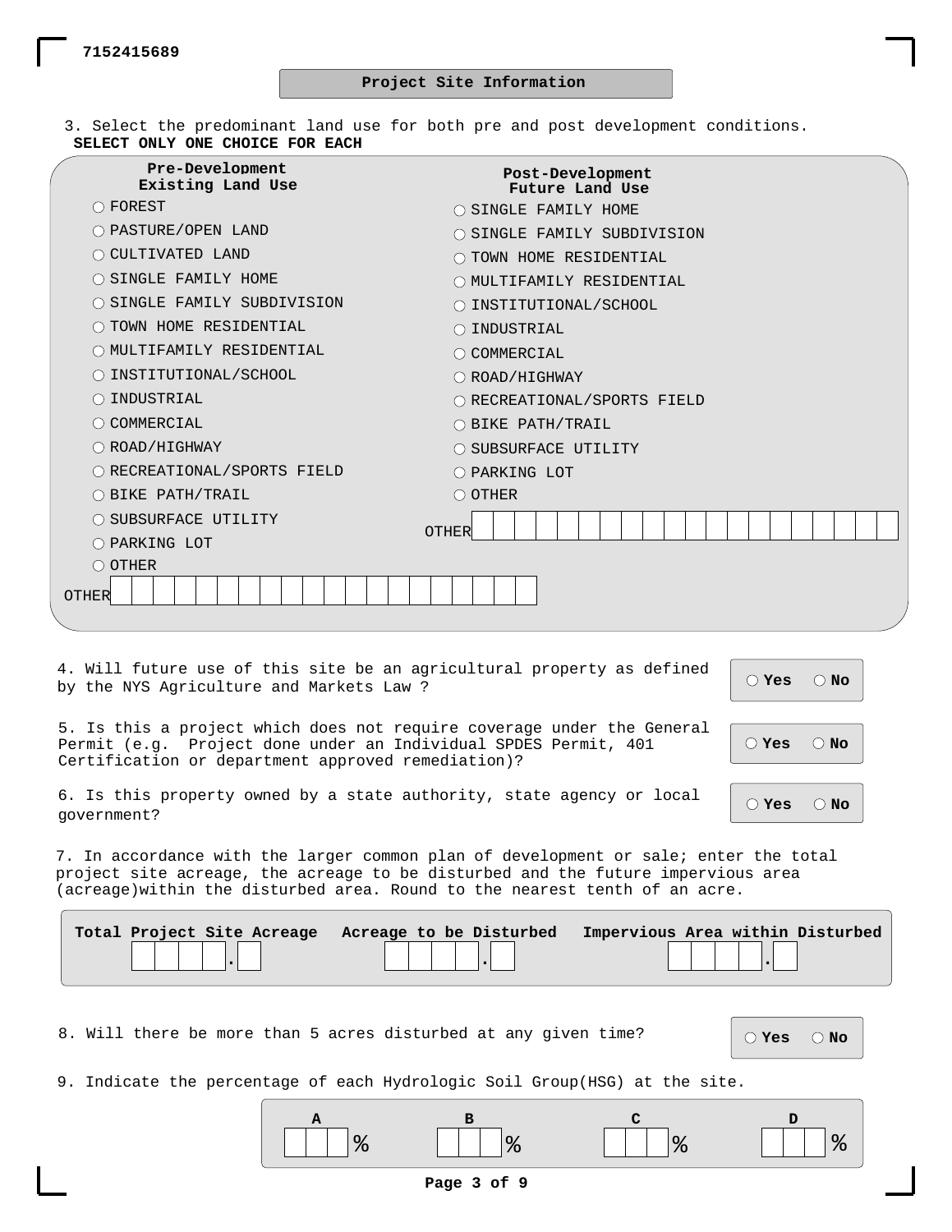7152415689

## Project Site Information

3. Select the predominant land use for both pre and post development conditions.
**SELECT ONLY ONE CHOICE FOR EACH**

| Pre-Development Existing Land Use | Post-Development Future Land Use |
|---|---|
| ○ FOREST | ○ SINGLE FAMILY HOME |
| ○ PASTURE/OPEN LAND | ○ SINGLE FAMILY SUBDIVISION |
| ○ CULTIVATED LAND | ○ TOWN HOME RESIDENTIAL |
| ○ SINGLE FAMILY HOME | ○ MULTIFAMILY RESIDENTIAL |
| ○ SINGLE FAMILY SUBDIVISION | ○ INSTITUTIONAL/SCHOOL |
| ○ TOWN HOME RESIDENTIAL | ○ INDUSTRIAL |
| ○ MULTIFAMILY RESIDENTIAL | ○ COMMERCIAL |
| ○ INSTITUTIONAL/SCHOOL | ○ ROAD/HIGHWAY |
| ○ INDUSTRIAL | ○ RECREATIONAL/SPORTS FIELD |
| ○ COMMERCIAL | ○ BIKE PATH/TRAIL |
| ○ ROAD/HIGHWAY | ○ SUBSURFACE UTILITY |
| ○ RECREATIONAL/SPORTS FIELD | ○ PARKING LOT |
| ○ BIKE PATH/TRAIL | ○ OTHER |
| ○ SUBSURFACE UTILITY | OTHER ____________________ |
| ○ PARKING LOT | |
| ○ OTHER | |
| OTHER ____________________ | |

4. Will future use of this site be an agricultural property as defined by the NYS Agriculture and Markets Law ? ○ Yes ○ No

5. Is this a project which does not require coverage under the General Permit (e.g. Project done under an Individual SPDES Permit, 401 Certification or department approved remediation)? ○ Yes ○ No

6. Is this property owned by a state authority, state agency or local government? ○ Yes ○ No

7. In accordance with the larger common plan of development or sale; enter the total project site acreage, the acreage to be disturbed and the future impervious area (acreage)within the disturbed area. Round to the nearest tenth of an acre.

| Total Project Site Acreage | Acreage to be Disturbed | Impervious Area within Disturbed |
|---|---|---|
| ____.__ | ____.__ | ____.__ |

8. Will there be more than 5 acres disturbed at any given time? ○ Yes ○ No

9. Indicate the percentage of each Hydrologic Soil Group(HSG) at the site.

| A | B | C | D |
|---|---|---|---|
| ___ % | ___ % | ___ % | ___ % |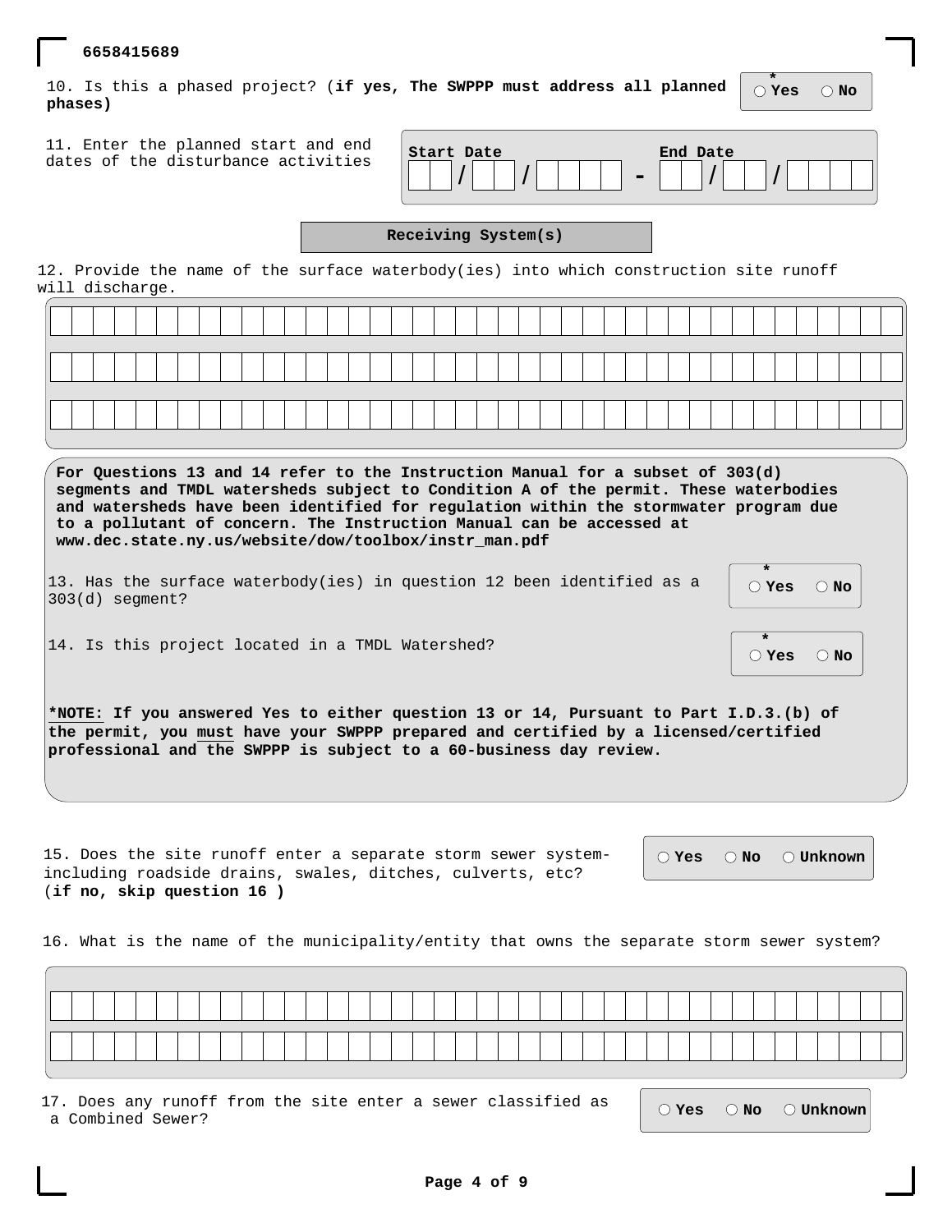6658415689

10. Is this a phased project? (**if yes, The SWPPP must address all planned phases**)

* ○ Yes ○ No

11. Enter the planned start and end dates of the disturbance activities

**Start Date** __ __ / __ __ / __ __ __ __ - **End Date** __ __ / __ __ / __ __ __ __

## Receiving System(s)

12. Provide the name of the surface waterbody(ies) into which construction site runoff will discharge.

_______________________________________________

_______________________________________________

_______________________________________________

**For Questions 13 and 14 refer to the Instruction Manual for a subset of 303(d) segments and TMDL watersheds subject to Condition A of the permit. These waterbodies and watersheds have been identified for regulation within the stormwater program due to a pollutant of concern. The Instruction Manual can be accessed at www.dec.state.ny.us/website/dow/toolbox/instr_man.pdf**

13. Has the surface waterbody(ies) in question 12 been identified as a 303(d) segment?

* ○ Yes ○ No

14. Is this project located in a TMDL Watershed?

* ○ Yes ○ No

***NOTE:** If you answered Yes to either question 13 or 14, Pursuant to Part I.D.3.(b) of the permit, you must have your SWPPP prepared and certified by a licensed/certified professional and the SWPPP is subject to a 60-business day review.**

15. Does the site runoff enter a separate storm sewer system- including roadside drains, swales, ditches, culverts, etc? (**if no, skip question 16** )

○ Yes ○ No ○ Unknown

16. What is the name of the municipality/entity that owns the separate storm sewer system?

_______________________________________________

_______________________________________________

17. Does any runoff from the site enter a sewer classified as a Combined Sewer?

○ Yes ○ No ○ Unknown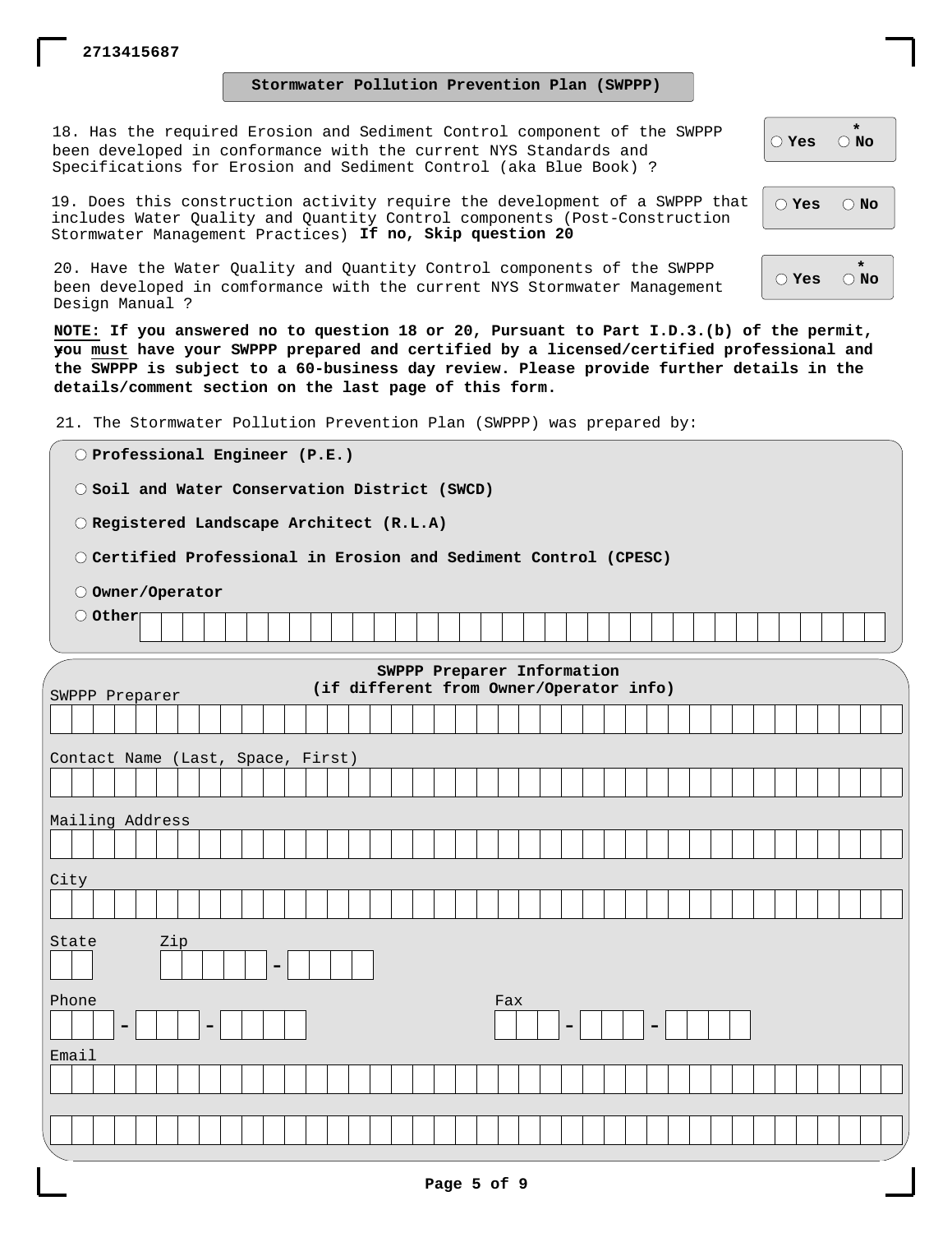2713415687

## Stormwater Pollution Prevention Plan (SWPPP)

18. Has the required Erosion and Sediment Control component of the SWPPP been developed in conformance with the current NYS Standards and Specifications for Erosion and Sediment Control (aka Blue Book) ?

○ Yes ○ No *

19. Does this construction activity require the development of a SWPPP that includes Water Quality and Quantity Control components (Post-Construction Stormwater Management Practices) **If no, Skip question 20**

○ Yes ○ No

20. Have the Water Quality and Quantity Control components of the SWPPP been developed in comformance with the current NYS Stormwater Management Design Manual ?

○ Yes ○ No *

**NOTE: If you answered no to question 18 or 20, Pursuant to Part I.D.3.(b) of the permit, you must have your SWPPP prepared and certified by a licensed/certified professional and the SWPPP is subject to a 60-business day review. Please provide further details in the details/comment section on the last page of this form.**

21. The Stormwater Pollution Prevention Plan (SWPPP) was prepared by:

- ○ **Professional Engineer (P.E.)**
- ○ **Soil and Water Conservation District (SWCD)**
- ○ **Registered Landscape Architect (R.L.A)**
- ○ **Certified Professional in Erosion and Sediment Control (CPESC)**
- ○ **Owner/Operator**
- ○ **Other** ______________________

### SWPPP Preparer Information (if different from Owner/Operator info)

SWPPP Preparer

______________________

Contact Name (Last, Space, First)

______________________

Mailing Address

______________________

City

______________________

State ____ Zip _____ - ____

Phone ___ - ___ - ____ Fax ___ - ___ - ____

Email

______________________

______________________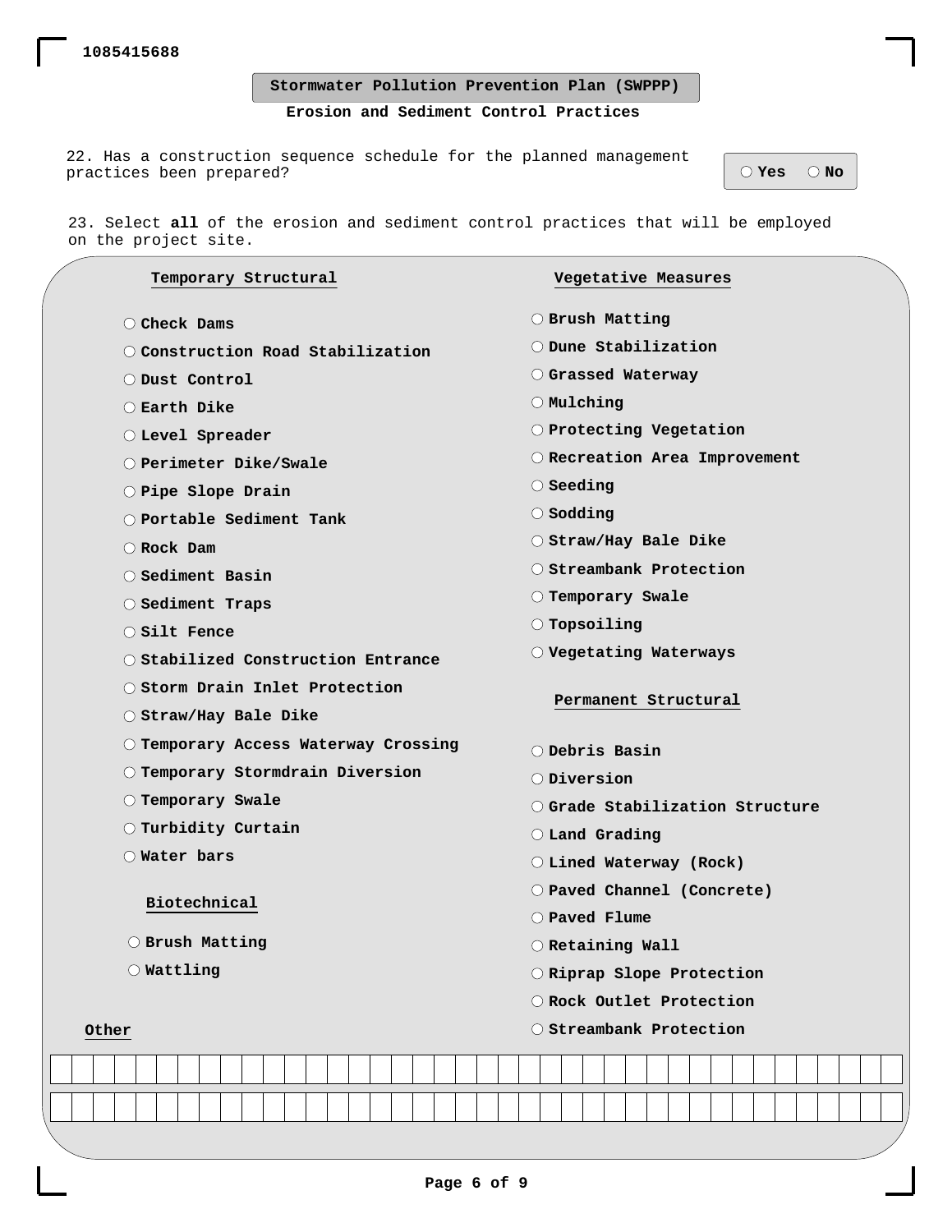1085415688

## Stormwater Pollution Prevention Plan (SWPPP)

### Erosion and Sediment Control Practices

22. Has a construction sequence schedule for the planned management practices been prepared? ○ Yes ○ No

23. Select **all** of the erosion and sediment control practices that will be employed on the project site.

**Temporary Structural**

- ○ Check Dams
- ○ Construction Road Stabilization
- ○ Dust Control
- ○ Earth Dike
- ○ Level Spreader
- ○ Perimeter Dike/Swale
- ○ Pipe Slope Drain
- ○ Portable Sediment Tank
- ○ Rock Dam
- ○ Sediment Basin
- ○ Sediment Traps
- ○ Silt Fence
- ○ Stabilized Construction Entrance
- ○ Storm Drain Inlet Protection
- ○ Straw/Hay Bale Dike
- ○ Temporary Access Waterway Crossing
- ○ Temporary Stormdrain Diversion
- ○ Temporary Swale
- ○ Turbidity Curtain
- ○ Water bars

**Biotechnical**

- ○ Brush Matting
- ○ Wattling

**Vegetative Measures**

- ○ Brush Matting
- ○ Dune Stabilization
- ○ Grassed Waterway
- ○ Mulching
- ○ Protecting Vegetation
- ○ Recreation Area Improvement
- ○ Seeding
- ○ Sodding
- ○ Straw/Hay Bale Dike
- ○ Streambank Protection
- ○ Temporary Swale
- ○ Topsoiling
- ○ Vegetating Waterways

**Permanent Structural**

- ○ Debris Basin
- ○ Diversion
- ○ Grade Stabilization Structure
- ○ Land Grading
- ○ Lined Waterway (Rock)
- ○ Paved Channel (Concrete)
- ○ Paved Flume
- ○ Retaining Wall
- ○ Riprap Slope Protection
- ○ Rock Outlet Protection
- ○ Streambank Protection

**Other**

______________________________________________

______________________________________________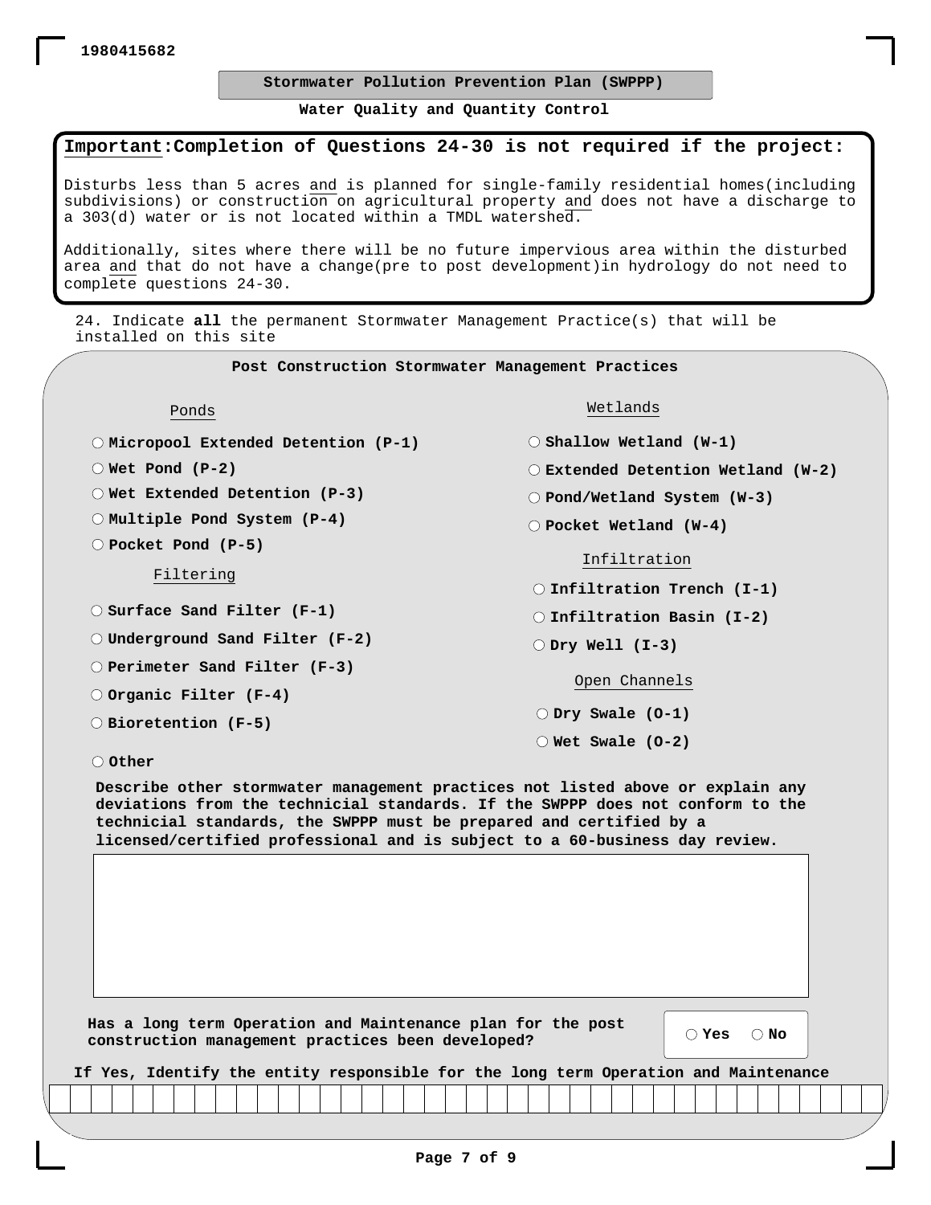1980415682

## Stormwater Pollution Prevention Plan (SWPPP)

### Water Quality and Quantity Control

**Important:Completion of Questions 24-30 is not required if the project:**

Disturbs less than 5 acres and is planned for single-family residential homes(including subdivisions) or construction on agricultural property and does not have a discharge to a 303(d) water or is not located within a TMDL watershed.

Additionally, sites where there will be no future impervious area within the disturbed area and that do not have a change(pre to post development)in hydrology do not need to complete questions 24-30.

24. Indicate **all** the permanent Stormwater Management Practice(s) that will be installed on this site

**Post Construction Stormwater Management Practices**

Ponds

- ○ **Micropool Extended Detention (P-1)**
- ○ **Wet Pond (P-2)**
- ○ **Wet Extended Detention (P-3)**
- ○ **Multiple Pond System (P-4)**
- ○ **Pocket Pond (P-5)**

Filtering

- ○ **Surface Sand Filter (F-1)**
- ○ **Underground Sand Filter (F-2)**
- ○ **Perimeter Sand Filter (F-3)**
- ○ **Organic Filter (F-4)**
- ○ **Bioretention (F-5)**

Wetlands

- ○ **Shallow Wetland (W-1)**
- ○ **Extended Detention Wetland (W-2)**
- ○ **Pond/Wetland System (W-3)**
- ○ **Pocket Wetland (W-4)**

Infiltration

- ○ **Infiltration Trench (I-1)**
- ○ **Infiltration Basin (I-2)**
- ○ **Dry Well (I-3)**

Open Channels

- ○ **Dry Swale (O-1)**
- ○ **Wet Swale (O-2)**

○ **Other**

**Describe other stormwater management practices not listed above or explain any deviations from the technicial standards. If the SWPPP does not conform to the technicial standards, the SWPPP must be prepared and certified by a licensed/certified professional and is subject to a 60-business day review.**

**Has a long term Operation and Maintenance plan for the post construction management practices been developed?** ○ **Yes** ○ **No**

**If Yes, Identify the entity responsible for the long term Operation and Maintenance**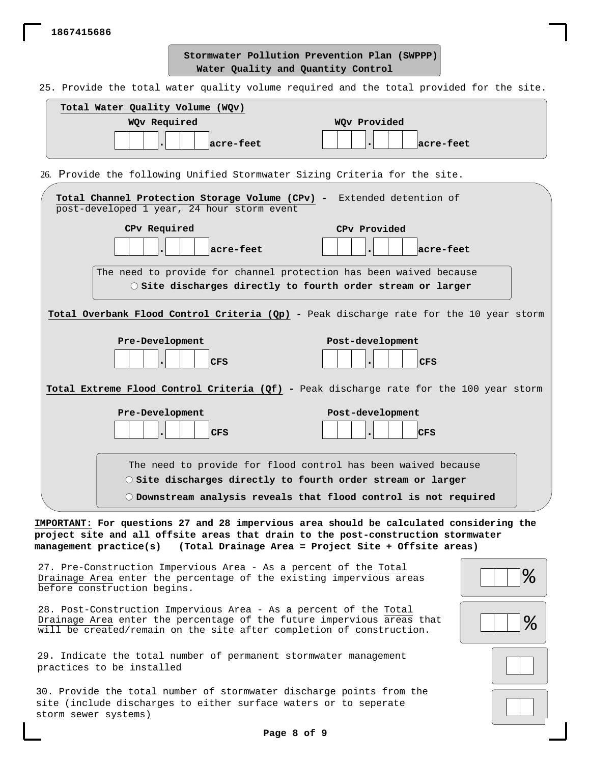1867415686

## Stormwater Pollution Prevention Plan (SWPPP)
### Water Quality and Quantity Control

25. Provide the total water quality volume required and the total provided for the site.

**Total Water Quality Volume (WQv)**

| **WQv Required** | **WQv Provided** |
|---|---|
| ___ . ___ **acre-feet** | ___ . ___ **acre-feet** |

26. Provide the following Unified Stormwater Sizing Criteria for the site.

**Total Channel Protection Storage Volume (CPv) -** Extended detention of post-developed 1 year, 24 hour storm event

| **CPv Required** | **CPv Provided** |
|---|---|
| ___ . ___ **acre-feet** | ___ . ___ **acre-feet** |

The need to provide for channel protection has been waived because

○ **Site discharges directly to fourth order stream or larger**

**Total Overbank Flood Control Criteria (Qp) -** Peak discharge rate for the 10 year storm

| **Pre-Development** | **Post-development** |
|---|---|
| ___ . ___ **CFS** | ___ . ___ **CFS** |

**Total Extreme Flood Control Criteria (Qf) -** Peak discharge rate for the 100 year storm

| **Pre-Development** | **Post-development** |
|---|---|
| ___ . ___ **CFS** | ___ . ___ **CFS** |

The need to provide for flood control has been waived because

○ **Site discharges directly to fourth order stream or larger**

○ **Downstream analysis reveals that flood control is not required**

**IMPORTANT: For questions 27 and 28 impervious area should be calculated considering the project site and all offsite areas that drain to the post-construction stormwater management practice(s) (Total Drainage Area = Project Site + Offsite areas)**

27. Pre-Construction Impervious Area - As a percent of the Total Drainage Area enter the percentage of the existing impervious areas before construction begins. ___ %

28. Post-Construction Impervious Area - As a percent of the Total Drainage Area enter the percentage of the future impervious areas that will be created/remain on the site after completion of construction. ___ %

29. Indicate the total number of permanent stormwater management practices to be installed ___

30. Provide the total number of stormwater discharge points from the site (include discharges to either surface waters or to seperate storm sewer systems) ___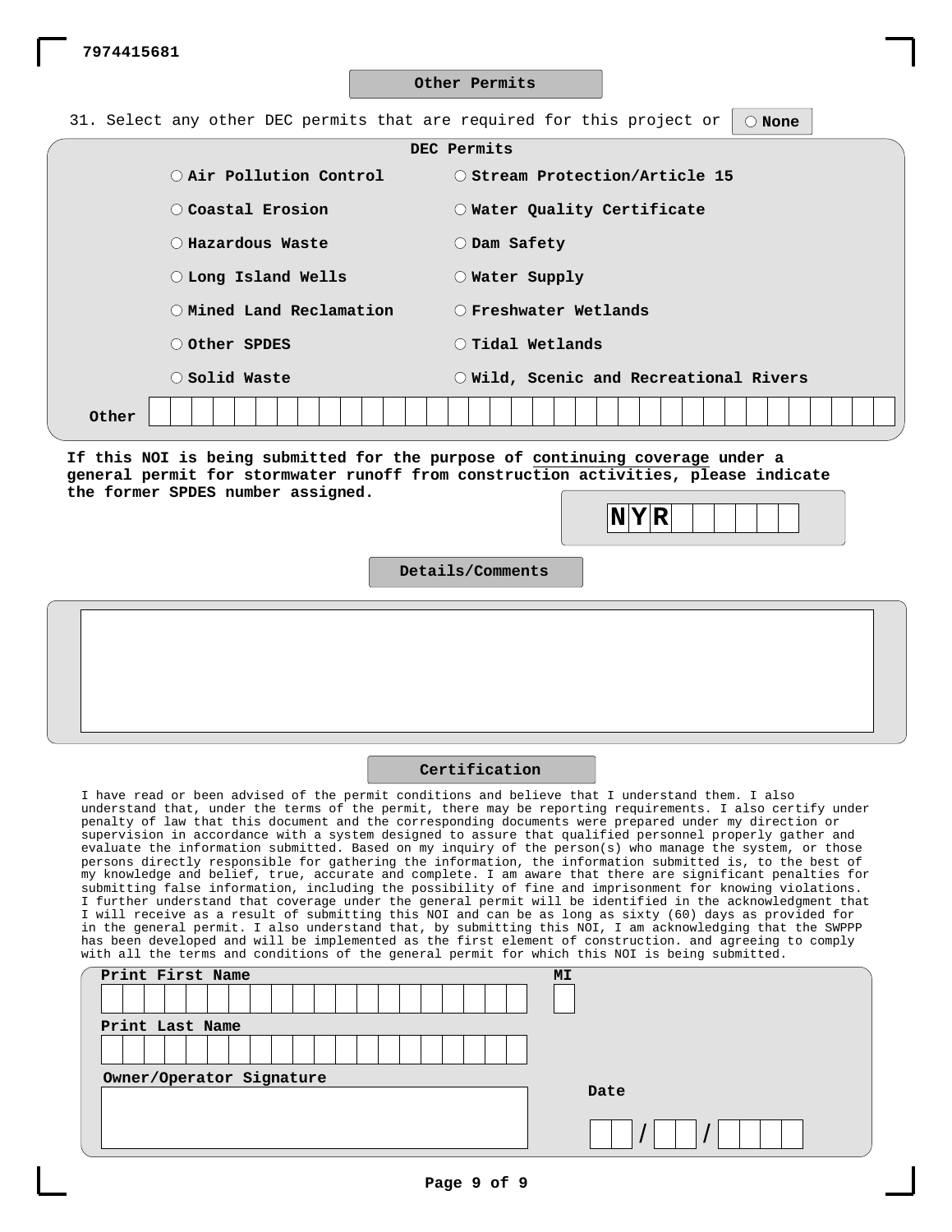7974415681

## Other Permits

31. Select any other DEC permits that are required for this project or ○ None

**DEC Permits**

| | |
|---|---|
| ○ Air Pollution Control | ○ Stream Protection/Article 15 |
| ○ Coastal Erosion | ○ Water Quality Certificate |
| ○ Hazardous Waste | ○ Dam Safety |
| ○ Long Island Wells | ○ Water Supply |
| ○ Mined Land Reclamation | ○ Freshwater Wetlands |
| ○ Other SPDES | ○ Tidal Wetlands |
| ○ Solid Waste | ○ Wild, Scenic and Recreational Rivers |

Other

**If this NOI is being submitted for the purpose of continuing coverage under a general permit for stormwater runoff from construction activities, please indicate the former SPDES number assigned.**

NYR

## Details/Comments

## Certification

I have read or been advised of the permit conditions and believe that I understand them. I also understand that, under the terms of the permit, there may be reporting requirements. I also certify under penalty of law that this document and the corresponding documents were prepared under my direction or supervision in accordance with a system designed to assure that qualified personnel properly gather and evaluate the information submitted. Based on my inquiry of the person(s) who manage the system, or those persons directly responsible for gathering the information, the information submitted is, to the best of my knowledge and belief, true, accurate and complete. I am aware that there are significant penalties for submitting false information, including the possibility of fine and imprisonment for knowing violations. I further understand that coverage under the general permit will be identified in the acknowledgment that I will receive as a result of submitting this NOI and can be as long as sixty (60) days as provided for in the general permit. I also understand that, by submitting this NOI, I am acknowledging that the SWPPP has been developed and will be implemented as the first element of construction. and agreeing to comply with all the terms and conditions of the general permit for which this NOI is being submitted.

Print First Name

MI

Print Last Name

Owner/Operator Signature

Date

/ /